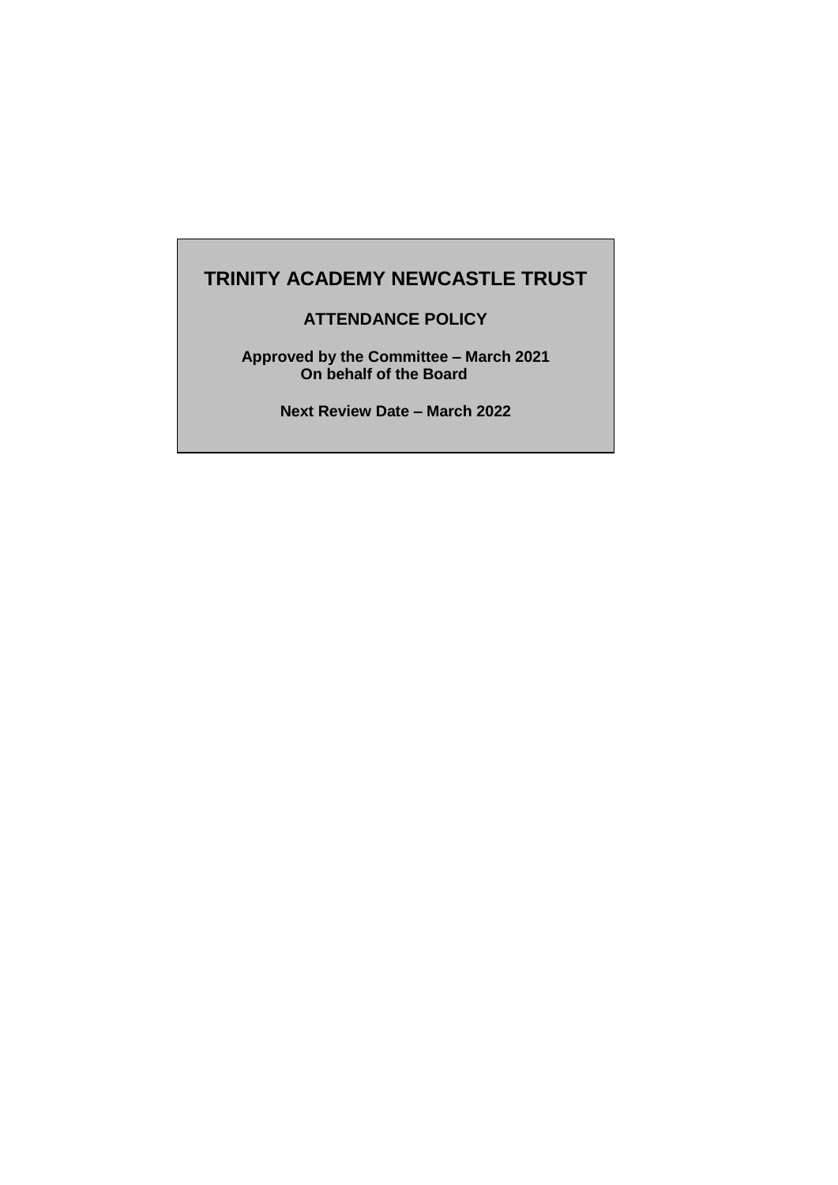# TRINITY ACADEMY NEWCASTLE TRUST

## ATTENDANCE POLICY

**Approved by the Committee – March 2021**
**On behalf of the Board**

**Next Review Date – March 2022**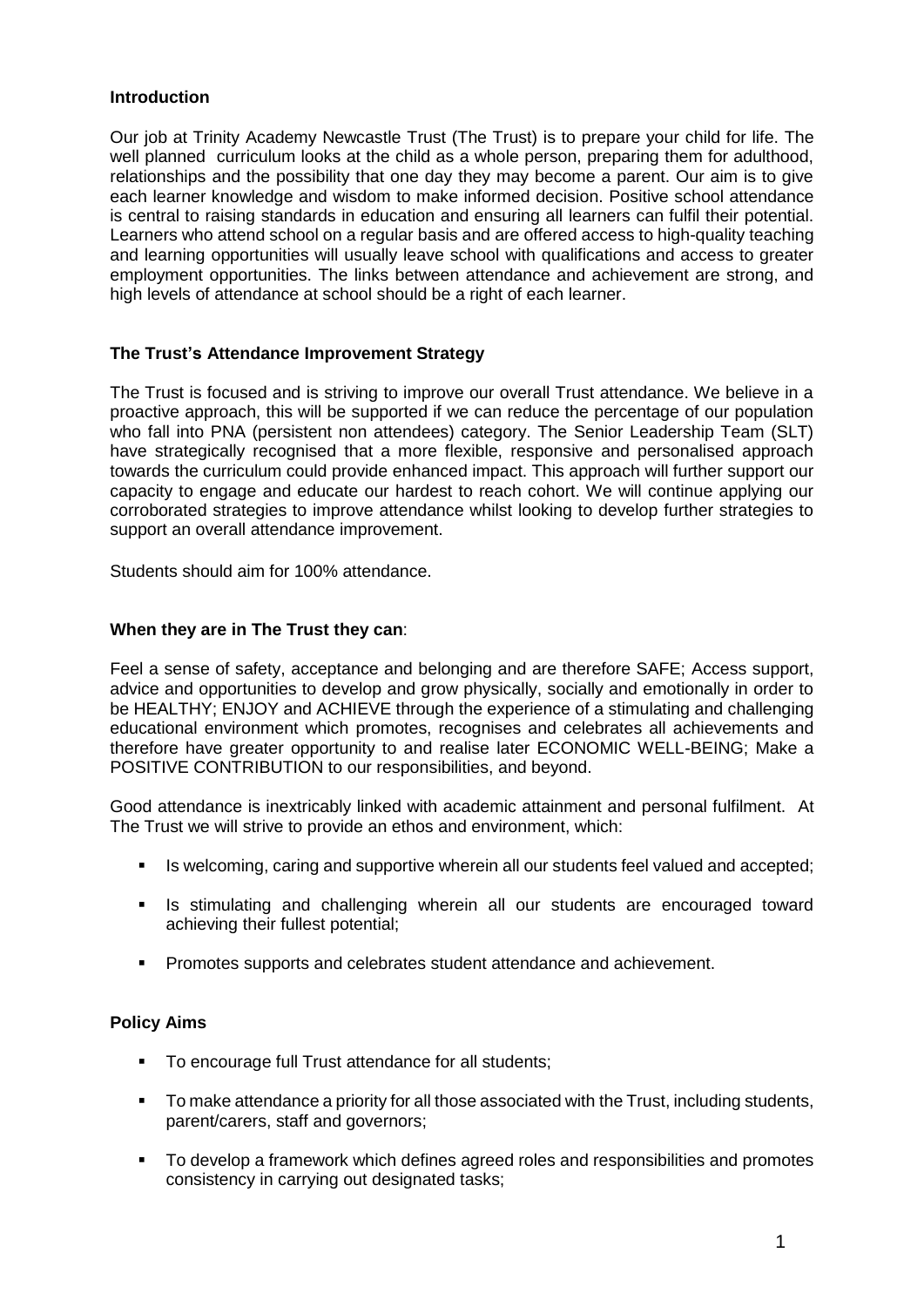**Introduction**

Our job at Trinity Academy Newcastle Trust (The Trust) is to prepare your child for life. The well planned curriculum looks at the child as a whole person, preparing them for adulthood, relationships and the possibility that one day they may become a parent. Our aim is to give each learner knowledge and wisdom to make informed decision. Positive school attendance is central to raising standards in education and ensuring all learners can fulfil their potential. Learners who attend school on a regular basis and are offered access to high-quality teaching and learning opportunities will usually leave school with qualifications and access to greater employment opportunities. The links between attendance and achievement are strong, and high levels of attendance at school should be a right of each learner.

**The Trust's Attendance Improvement Strategy**

The Trust is focused and is striving to improve our overall Trust attendance. We believe in a proactive approach, this will be supported if we can reduce the percentage of our population who fall into PNA (persistent non attendees) category. The Senior Leadership Team (SLT) have strategically recognised that a more flexible, responsive and personalised approach towards the curriculum could provide enhanced impact. This approach will further support our capacity to engage and educate our hardest to reach cohort. We will continue applying our corroborated strategies to improve attendance whilst looking to develop further strategies to support an overall attendance improvement.

Students should aim for 100% attendance.

**When they are in The Trust they can**:

Feel a sense of safety, acceptance and belonging and are therefore SAFE; Access support, advice and opportunities to develop and grow physically, socially and emotionally in order to be HEALTHY; ENJOY and ACHIEVE through the experience of a stimulating and challenging educational environment which promotes, recognises and celebrates all achievements and therefore have greater opportunity to and realise later ECONOMIC WELL-BEING; Make a POSITIVE CONTRIBUTION to our responsibilities, and beyond.

Good attendance is inextricably linked with academic attainment and personal fulfilment. At The Trust we will strive to provide an ethos and environment, which:

- Is welcoming, caring and supportive wherein all our students feel valued and accepted;
- Is stimulating and challenging wherein all our students are encouraged toward achieving their fullest potential;
- Promotes supports and celebrates student attendance and achievement.

**Policy Aims**

- To encourage full Trust attendance for all students;
- To make attendance a priority for all those associated with the Trust, including students, parent/carers, staff and governors;
- To develop a framework which defines agreed roles and responsibilities and promotes consistency in carrying out designated tasks;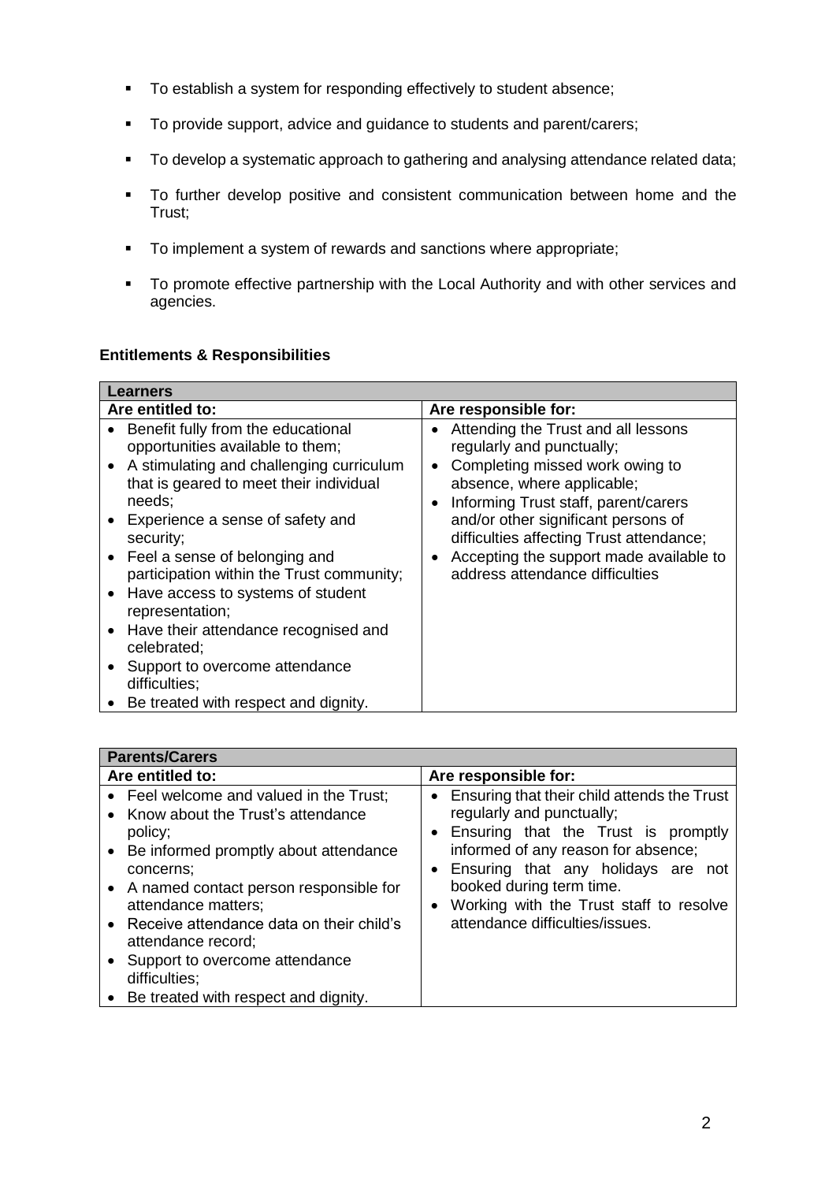- To establish a system for responding effectively to student absence;
- To provide support, advice and guidance to students and parent/carers;
- To develop a systematic approach to gathering and analysing attendance related data;
- To further develop positive and consistent communication between home and the Trust;
- To implement a system of rewards and sanctions where appropriate;
- To promote effective partnership with the Local Authority and with other services and agencies.

**Entitlements & Responsibilities**

| **Learners** | |
|---|---|
| **Are entitled to:** | **Are responsible for:** |
| • Benefit fully from the educational opportunities available to them;<br>• A stimulating and challenging curriculum that is geared to meet their individual needs;<br>• Experience a sense of safety and security;<br>• Feel a sense of belonging and participation within the Trust community;<br>• Have access to systems of student representation;<br>• Have their attendance recognised and celebrated;<br>• Support to overcome attendance difficulties;<br>• Be treated with respect and dignity. | • Attending the Trust and all lessons regularly and punctually;<br>• Completing missed work owing to absence, where applicable;<br>• Informing Trust staff, parent/carers and/or other significant persons of difficulties affecting Trust attendance;<br>• Accepting the support made available to address attendance difficulties |

| **Parents/Carers** | |
|---|---|
| **Are entitled to:** | **Are responsible for:** |
| • Feel welcome and valued in the Trust;<br>• Know about the Trust's attendance policy;<br>• Be informed promptly about attendance concerns;<br>• A named contact person responsible for attendance matters;<br>• Receive attendance data on their child's attendance record;<br>• Support to overcome attendance difficulties;<br>• Be treated with respect and dignity. | • Ensuring that their child attends the Trust regularly and punctually;<br>• Ensuring that the Trust is promptly informed of any reason for absence;<br>• Ensuring that any holidays are not booked during term time.<br>• Working with the Trust staff to resolve attendance difficulties/issues. |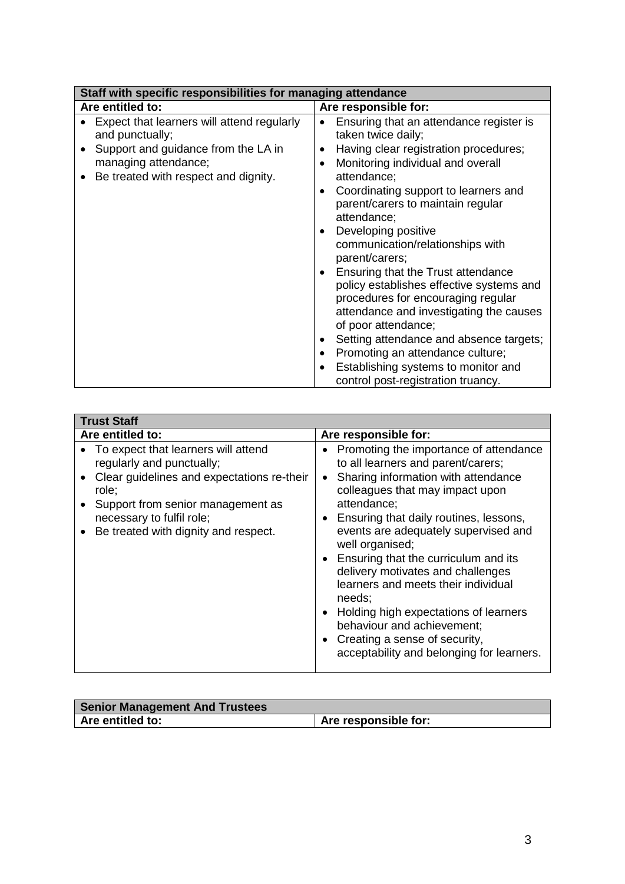| Staff with specific responsibilities for managing attendance | |
|---|---|
| **Are entitled to:** | **Are responsible for:** |
| • Expect that learners will attend regularly and punctually;<br>• Support and guidance from the LA in managing attendance;<br>• Be treated with respect and dignity. | • Ensuring that an attendance register is taken twice daily;<br>• Having clear registration procedures;<br>• Monitoring individual and overall attendance;<br>• Coordinating support to learners and parent/carers to maintain regular attendance;<br>• Developing positive communication/relationships with parent/carers;<br>• Ensuring that the Trust attendance policy establishes effective systems and procedures for encouraging regular attendance and investigating the causes of poor attendance;<br>• Setting attendance and absence targets;<br>• Promoting an attendance culture;<br>• Establishing systems to monitor and control post-registration truancy. |

| Trust Staff | |
|---|---|
| **Are entitled to:** | **Are responsible for:** |
| • To expect that learners will attend regularly and punctually;<br>• Clear guidelines and expectations re-their role;<br>• Support from senior management as necessary to fulfil role;<br>• Be treated with dignity and respect. | • Promoting the importance of attendance to all learners and parent/carers;<br>• Sharing information with attendance colleagues that may impact upon attendance;<br>• Ensuring that daily routines, lessons, events are adequately supervised and well organised;<br>• Ensuring that the curriculum and its delivery motivates and challenges learners and meets their individual needs;<br>• Holding high expectations of learners behaviour and achievement;<br>• Creating a sense of security, acceptability and belonging for learners. |

| Senior Management And Trustees | |
|---|---|
| **Are entitled to:** | **Are responsible for:** |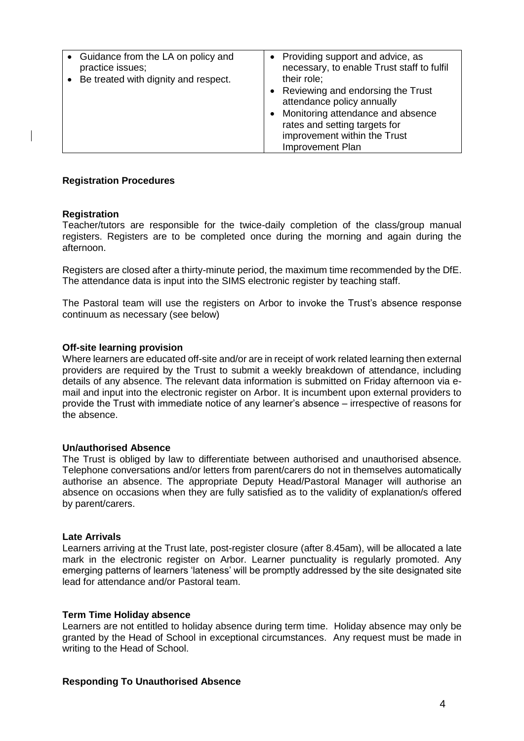| | |
|---|---|
| • Guidance from the LA on policy and practice issues;<br>• Be treated with dignity and respect. | • Providing support and advice, as necessary, to enable Trust staff to fulfil their role;<br>• Reviewing and endorsing the Trust attendance policy annually<br>• Monitoring attendance and absence rates and setting targets for improvement within the Trust Improvement Plan |

**Registration Procedures**

**Registration**

Teacher/tutors are responsible for the twice-daily completion of the class/group manual registers. Registers are to be completed once during the morning and again during the afternoon.

Registers are closed after a thirty-minute period, the maximum time recommended by the DfE. The attendance data is input into the SIMS electronic register by teaching staff.

The Pastoral team will use the registers on Arbor to invoke the Trust's absence response continuum as necessary (see below)

**Off-site learning provision**

Where learners are educated off-site and/or are in receipt of work related learning then external providers are required by the Trust to submit a weekly breakdown of attendance, including details of any absence. The relevant data information is submitted on Friday afternoon via e-mail and input into the electronic register on Arbor. It is incumbent upon external providers to provide the Trust with immediate notice of any learner's absence – irrespective of reasons for the absence.

**Un/authorised Absence**

The Trust is obliged by law to differentiate between authorised and unauthorised absence. Telephone conversations and/or letters from parent/carers do not in themselves automatically authorise an absence. The appropriate Deputy Head/Pastoral Manager will authorise an absence on occasions when they are fully satisfied as to the validity of explanation/s offered by parent/carers.

**Late Arrivals**

Learners arriving at the Trust late, post-register closure (after 8.45am), will be allocated a late mark in the electronic register on Arbor. Learner punctuality is regularly promoted. Any emerging patterns of learners 'lateness' will be promptly addressed by the site designated site lead for attendance and/or Pastoral team.

**Term Time Holiday absence**

Learners are not entitled to holiday absence during term time. Holiday absence may only be granted by the Head of School in exceptional circumstances. Any request must be made in writing to the Head of School.

**Responding To Unauthorised Absence**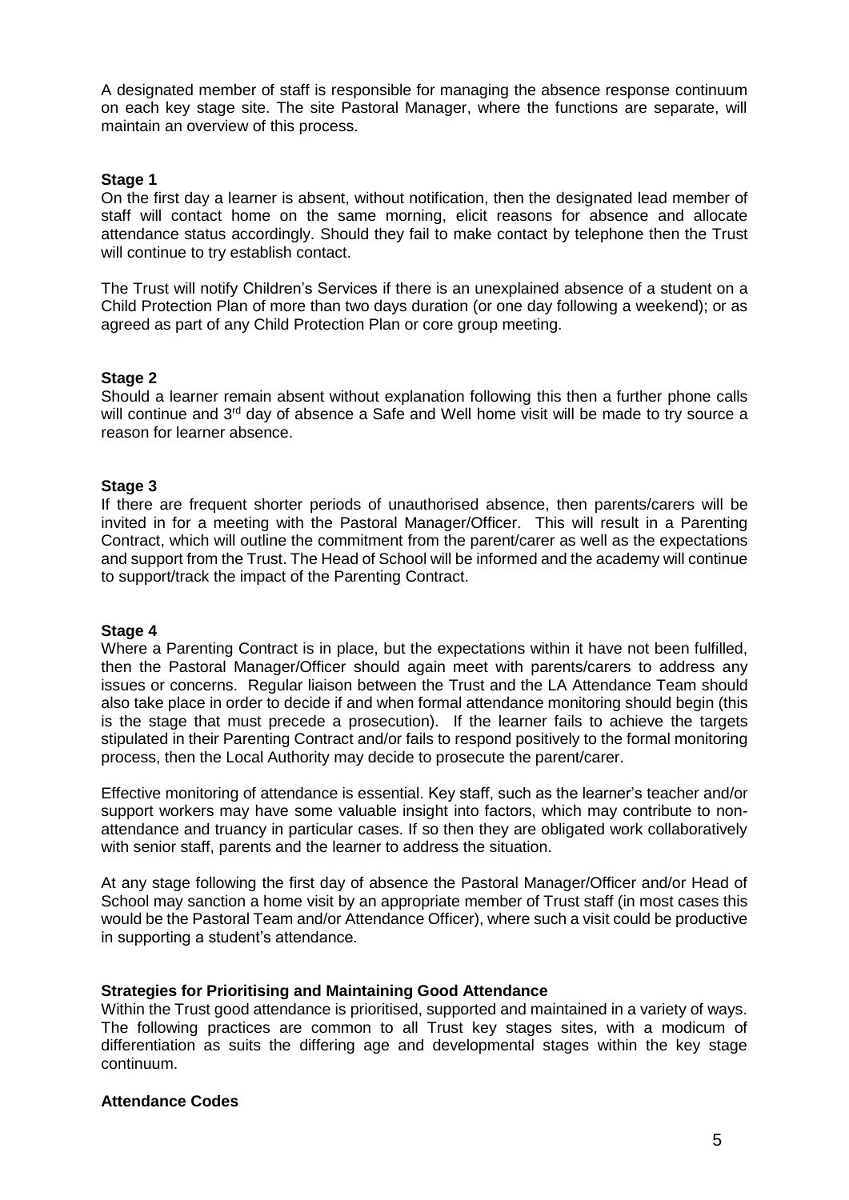A designated member of staff is responsible for managing the absence response continuum on each key stage site. The site Pastoral Manager, where the functions are separate, will maintain an overview of this process.

**Stage 1**
On the first day a learner is absent, without notification, then the designated lead member of staff will contact home on the same morning, elicit reasons for absence and allocate attendance status accordingly. Should they fail to make contact by telephone then the Trust will continue to try establish contact.

The Trust will notify Children's Services if there is an unexplained absence of a student on a Child Protection Plan of more than two days duration (or one day following a weekend); or as agreed as part of any Child Protection Plan or core group meeting.

**Stage 2**
Should a learner remain absent without explanation following this then a further phone calls will continue and 3rd day of absence a Safe and Well home visit will be made to try source a reason for learner absence.

**Stage 3**
If there are frequent shorter periods of unauthorised absence, then parents/carers will be invited in for a meeting with the Pastoral Manager/Officer. This will result in a Parenting Contract, which will outline the commitment from the parent/carer as well as the expectations and support from the Trust. The Head of School will be informed and the academy will continue to support/track the impact of the Parenting Contract.

**Stage 4**
Where a Parenting Contract is in place, but the expectations within it have not been fulfilled, then the Pastoral Manager/Officer should again meet with parents/carers to address any issues or concerns. Regular liaison between the Trust and the LA Attendance Team should also take place in order to decide if and when formal attendance monitoring should begin (this is the stage that must precede a prosecution). If the learner fails to achieve the targets stipulated in their Parenting Contract and/or fails to respond positively to the formal monitoring process, then the Local Authority may decide to prosecute the parent/carer.

Effective monitoring of attendance is essential. Key staff, such as the learner's teacher and/or support workers may have some valuable insight into factors, which may contribute to non-attendance and truancy in particular cases. If so then they are obligated work collaboratively with senior staff, parents and the learner to address the situation.

At any stage following the first day of absence the Pastoral Manager/Officer and/or Head of School may sanction a home visit by an appropriate member of Trust staff (in most cases this would be the Pastoral Team and/or Attendance Officer), where such a visit could be productive in supporting a student's attendance.

**Strategies for Prioritising and Maintaining Good Attendance**
Within the Trust good attendance is prioritised, supported and maintained in a variety of ways. The following practices are common to all Trust key stages sites, with a modicum of differentiation as suits the differing age and developmental stages within the key stage continuum.

**Attendance Codes**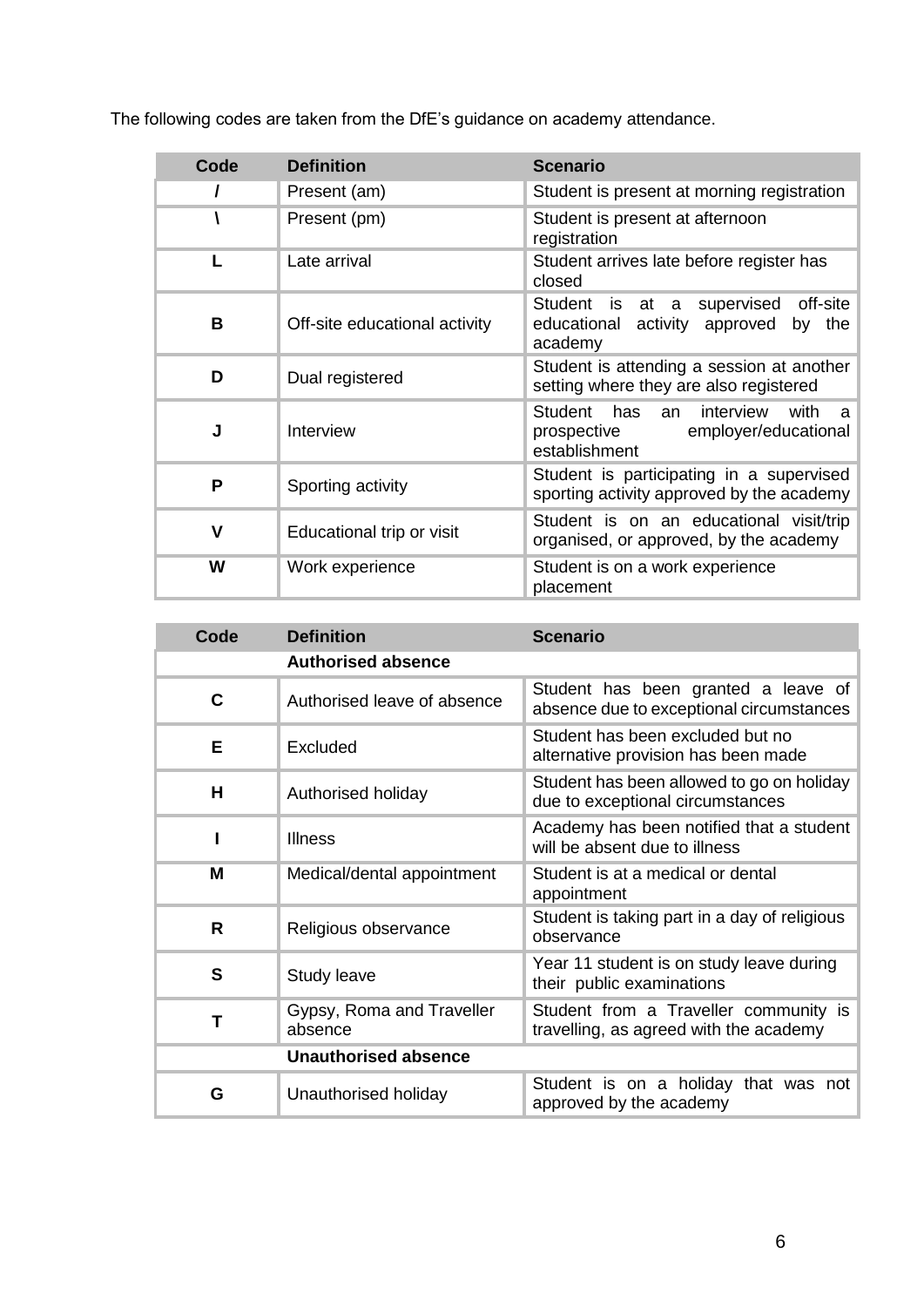The following codes are taken from the DfE's guidance on academy attendance.

| Code | Definition | Scenario |
|---|---|---|
| **/** | Present (am) | Student is present at morning registration |
| **\** | Present (pm) | Student is present at afternoon registration |
| **L** | Late arrival | Student arrives late before register has closed |
| **B** | Off-site educational activity | Student is at a supervised off-site educational activity approved by the academy |
| **D** | Dual registered | Student is attending a session at another setting where they are also registered |
| **J** | Interview | Student has an interview with a prospective employer/educational establishment |
| **P** | Sporting activity | Student is participating in a supervised sporting activity approved by the academy |
| **V** | Educational trip or visit | Student is on an educational visit/trip organised, or approved, by the academy |
| **W** | Work experience | Student is on a work experience placement |

| Code | Definition | Scenario |
|---|---|---|
| | **Authorised absence** | |
| **C** | Authorised leave of absence | Student has been granted a leave of absence due to exceptional circumstances |
| **E** | Excluded | Student has been excluded but no alternative provision has been made |
| **H** | Authorised holiday | Student has been allowed to go on holiday due to exceptional circumstances |
| **I** | Illness | Academy has been notified that a student will be absent due to illness |
| **M** | Medical/dental appointment | Student is at a medical or dental appointment |
| **R** | Religious observance | Student is taking part in a day of religious observance |
| **S** | Study leave | Year 11 student is on study leave during their public examinations |
| **T** | Gypsy, Roma and Traveller absence | Student from a Traveller community is travelling, as agreed with the academy |
| | **Unauthorised absence** | |
| **G** | Unauthorised holiday | Student is on a holiday that was not approved by the academy |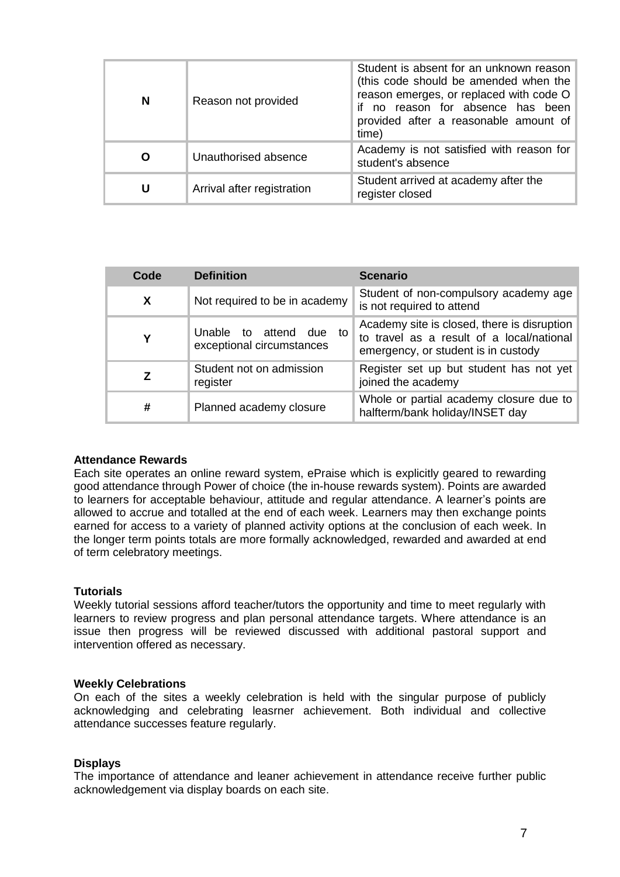| | | |
|---|---|---|
| **N** | Reason not provided | Student is absent for an unknown reason (this code should be amended when the reason emerges, or replaced with code O if no reason for absence has been provided after a reasonable amount of time) |
| **O** | Unauthorised absence | Academy is not satisfied with reason for student's absence |
| **U** | Arrival after registration | Student arrived at academy after the register closed |

| Code | Definition | Scenario |
|---|---|---|
| **X** | Not required to be in academy | Student of non-compulsory academy age is not required to attend |
| **Y** | Unable to attend due to exceptional circumstances | Academy site is closed, there is disruption to travel as a result of a local/national emergency, or student is in custody |
| **Z** | Student not on admission register | Register set up but student has not yet joined the academy |
| **#** | Planned academy closure | Whole or partial academy closure due to halfterm/bank holiday/INSET day |

**Attendance Rewards**
Each site operates an online reward system, ePraise which is explicitly geared to rewarding good attendance through Power of choice (the in-house rewards system). Points are awarded to learners for acceptable behaviour, attitude and regular attendance. A learner's points are allowed to accrue and totalled at the end of each week. Learners may then exchange points earned for access to a variety of planned activity options at the conclusion of each week. In the longer term points totals are more formally acknowledged, rewarded and awarded at end of term celebratory meetings.

**Tutorials**
Weekly tutorial sessions afford teacher/tutors the opportunity and time to meet regularly with learners to review progress and plan personal attendance targets. Where attendance is an issue then progress will be reviewed discussed with additional pastoral support and intervention offered as necessary.

**Weekly Celebrations**
On each of the sites a weekly celebration is held with the singular purpose of publicly acknowledging and celebrating leasrner achievement. Both individual and collective attendance successes feature regularly.

**Displays**
The importance of attendance and leaner achievement in attendance receive further public acknowledgement via display boards on each site.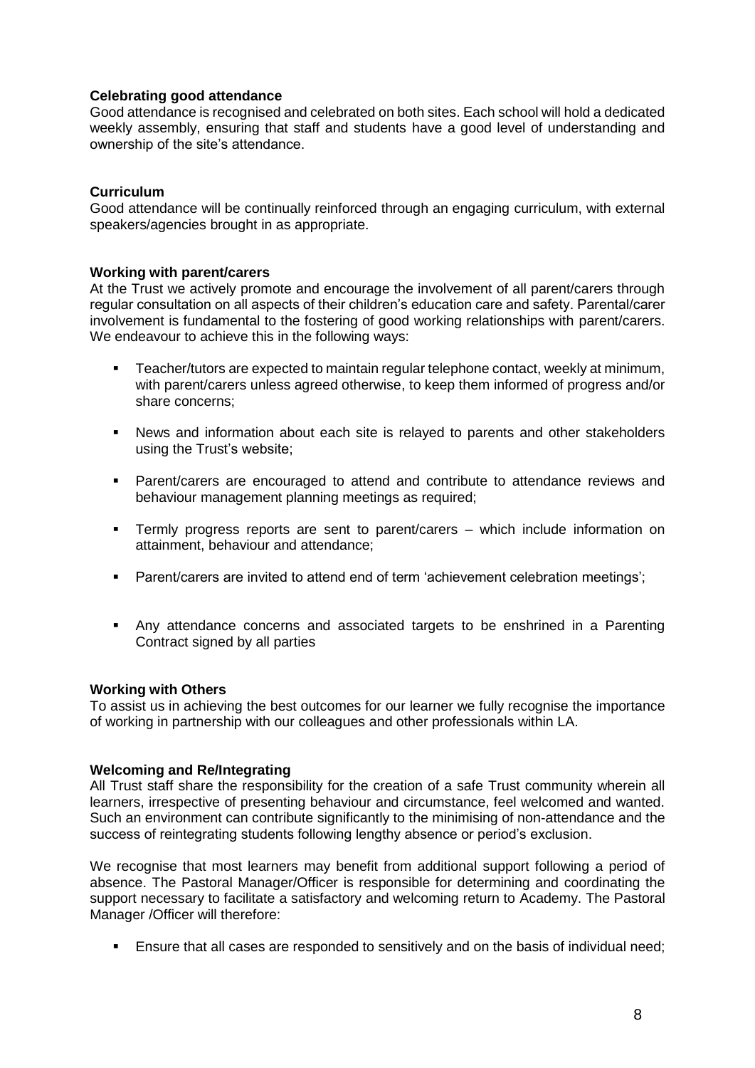**Celebrating good attendance**

Good attendance is recognised and celebrated on both sites. Each school will hold a dedicated weekly assembly, ensuring that staff and students have a good level of understanding and ownership of the site's attendance.

**Curriculum**

Good attendance will be continually reinforced through an engaging curriculum, with external speakers/agencies brought in as appropriate.

**Working with parent/carers**

At the Trust we actively promote and encourage the involvement of all parent/carers through regular consultation on all aspects of their children's education care and safety. Parental/carer involvement is fundamental to the fostering of good working relationships with parent/carers. We endeavour to achieve this in the following ways:

- Teacher/tutors are expected to maintain regular telephone contact, weekly at minimum, with parent/carers unless agreed otherwise, to keep them informed of progress and/or share concerns;
- News and information about each site is relayed to parents and other stakeholders using the Trust's website;
- Parent/carers are encouraged to attend and contribute to attendance reviews and behaviour management planning meetings as required;
- Termly progress reports are sent to parent/carers – which include information on attainment, behaviour and attendance;
- Parent/carers are invited to attend end of term 'achievement celebration meetings';
- Any attendance concerns and associated targets to be enshrined in a Parenting Contract signed by all parties

**Working with Others**

To assist us in achieving the best outcomes for our learner we fully recognise the importance of working in partnership with our colleagues and other professionals within LA.

**Welcoming and Re/Integrating**

All Trust staff share the responsibility for the creation of a safe Trust community wherein all learners, irrespective of presenting behaviour and circumstance, feel welcomed and wanted. Such an environment can contribute significantly to the minimising of non-attendance and the success of reintegrating students following lengthy absence or period's exclusion.

We recognise that most learners may benefit from additional support following a period of absence. The Pastoral Manager/Officer is responsible for determining and coordinating the support necessary to facilitate a satisfactory and welcoming return to Academy. The Pastoral Manager /Officer will therefore:

- Ensure that all cases are responded to sensitively and on the basis of individual need;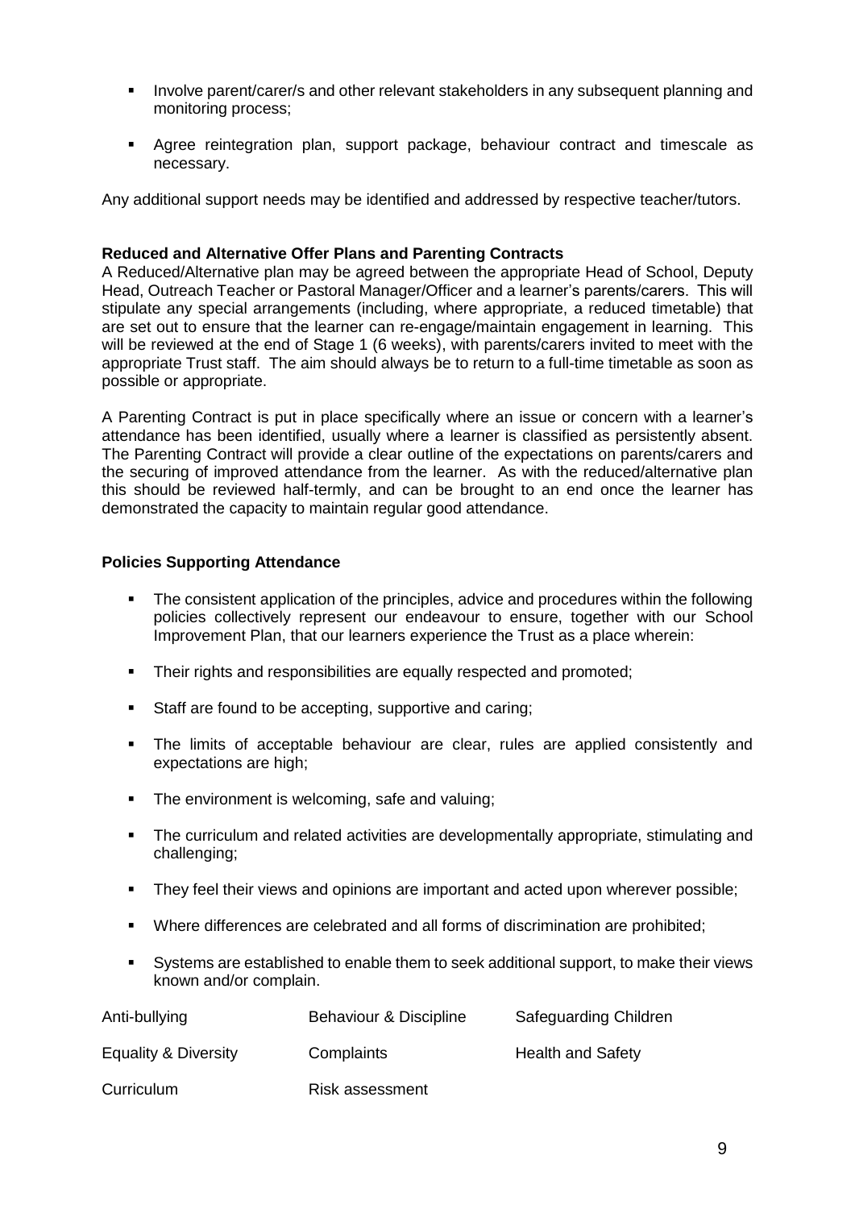- Involve parent/carer/s and other relevant stakeholders in any subsequent planning and monitoring process;

- Agree reintegration plan, support package, behaviour contract and timescale as necessary.

Any additional support needs may be identified and addressed by respective teacher/tutors.

**Reduced and Alternative Offer Plans and Parenting Contracts**

A Reduced/Alternative plan may be agreed between the appropriate Head of School, Deputy Head, Outreach Teacher or Pastoral Manager/Officer and a learner's parents/carers. This will stipulate any special arrangements (including, where appropriate, a reduced timetable) that are set out to ensure that the learner can re-engage/maintain engagement in learning. This will be reviewed at the end of Stage 1 (6 weeks), with parents/carers invited to meet with the appropriate Trust staff. The aim should always be to return to a full-time timetable as soon as possible or appropriate.

A Parenting Contract is put in place specifically where an issue or concern with a learner's attendance has been identified, usually where a learner is classified as persistently absent. The Parenting Contract will provide a clear outline of the expectations on parents/carers and the securing of improved attendance from the learner. As with the reduced/alternative plan this should be reviewed half-termly, and can be brought to an end once the learner has demonstrated the capacity to maintain regular good attendance.

**Policies Supporting Attendance**

- The consistent application of the principles, advice and procedures within the following policies collectively represent our endeavour to ensure, together with our School Improvement Plan, that our learners experience the Trust as a place wherein:

- Their rights and responsibilities are equally respected and promoted;

- Staff are found to be accepting, supportive and caring;

- The limits of acceptable behaviour are clear, rules are applied consistently and expectations are high;

- The environment is welcoming, safe and valuing;

- The curriculum and related activities are developmentally appropriate, stimulating and challenging;

- They feel their views and opinions are important and acted upon wherever possible;

- Where differences are celebrated and all forms of discrimination are prohibited;

- Systems are established to enable them to seek additional support, to make their views known and/or complain.

| | | |
|---|---|---|
| Anti-bullying | Behaviour & Discipline | Safeguarding Children |
| Equality & Diversity | Complaints | Health and Safety |
| Curriculum | Risk assessment | |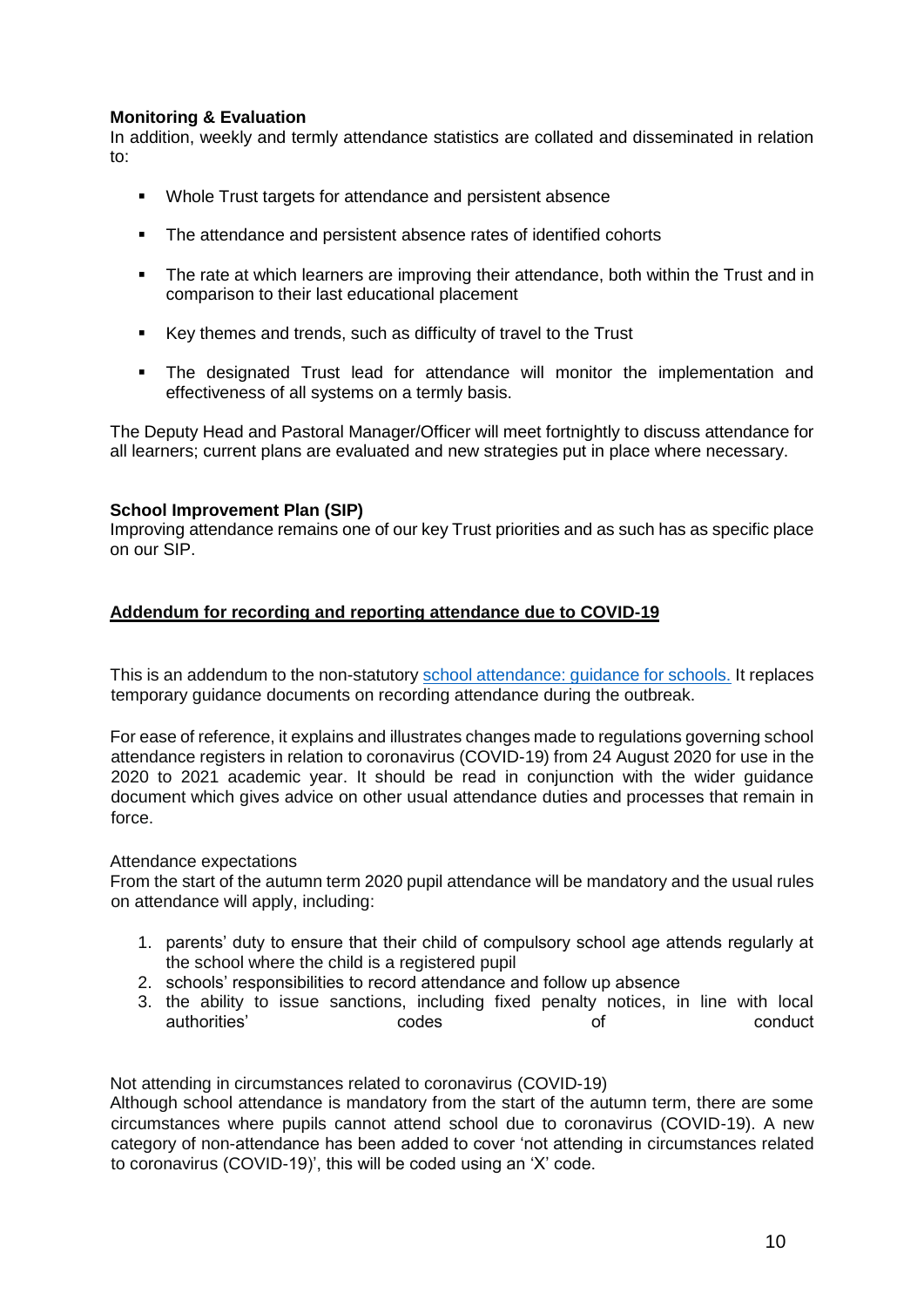**Monitoring & Evaluation**
In addition, weekly and termly attendance statistics are collated and disseminated in relation to:

- Whole Trust targets for attendance and persistent absence
- The attendance and persistent absence rates of identified cohorts
- The rate at which learners are improving their attendance, both within the Trust and in comparison to their last educational placement
- Key themes and trends, such as difficulty of travel to the Trust
- The designated Trust lead for attendance will monitor the implementation and effectiveness of all systems on a termly basis.

The Deputy Head and Pastoral Manager/Officer will meet fortnightly to discuss attendance for all learners; current plans are evaluated and new strategies put in place where necessary.

**School Improvement Plan (SIP)**
Improving attendance remains one of our key Trust priorities and as such has as specific place on our SIP.

**Addendum for recording and reporting attendance due to COVID-19**

This is an addendum to the non-statutory school attendance: guidance for schools. It replaces temporary guidance documents on recording attendance during the outbreak.

For ease of reference, it explains and illustrates changes made to regulations governing school attendance registers in relation to coronavirus (COVID-19) from 24 August 2020 for use in the 2020 to 2021 academic year. It should be read in conjunction with the wider guidance document which gives advice on other usual attendance duties and processes that remain in force.

Attendance expectations
From the start of the autumn term 2020 pupil attendance will be mandatory and the usual rules on attendance will apply, including:

1. parents' duty to ensure that their child of compulsory school age attends regularly at the school where the child is a registered pupil
2. schools' responsibilities to record attendance and follow up absence
3. the ability to issue sanctions, including fixed penalty notices, in line with local authorities' codes of conduct

Not attending in circumstances related to coronavirus (COVID-19)
Although school attendance is mandatory from the start of the autumn term, there are some circumstances where pupils cannot attend school due to coronavirus (COVID-19). A new category of non-attendance has been added to cover 'not attending in circumstances related to coronavirus (COVID-19)', this will be coded using an 'X' code.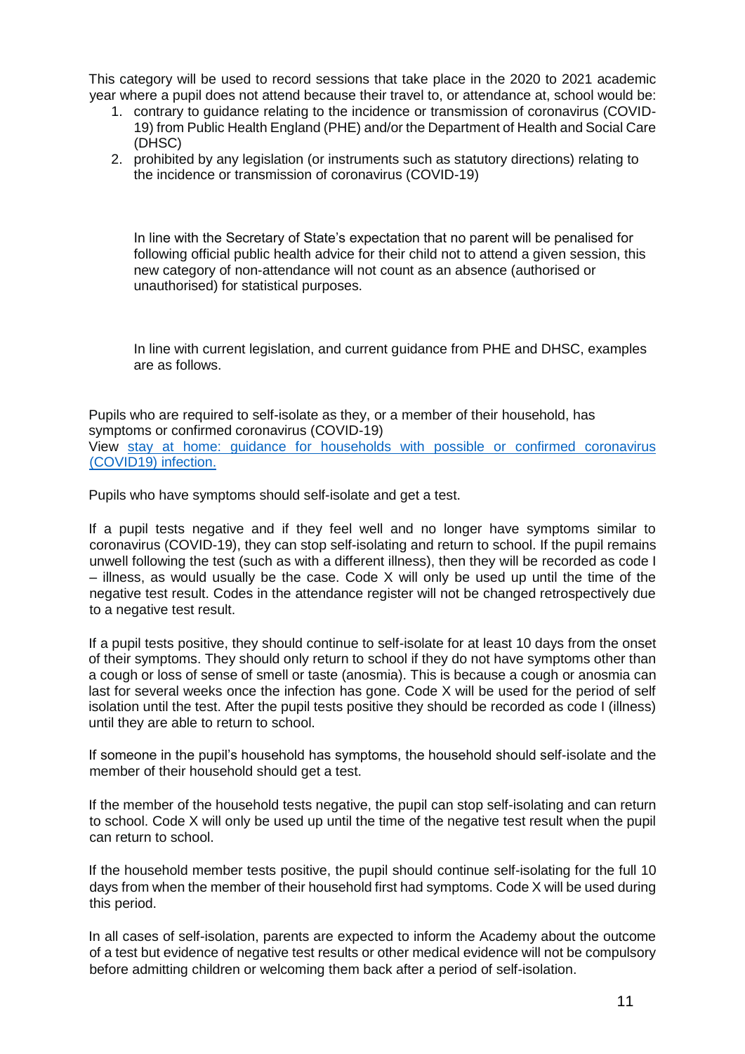This category will be used to record sessions that take place in the 2020 to 2021 academic year where a pupil does not attend because their travel to, or attendance at, school would be:

1. contrary to guidance relating to the incidence or transmission of coronavirus (COVID-19) from Public Health England (PHE) and/or the Department of Health and Social Care (DHSC)
2. prohibited by any legislation (or instruments such as statutory directions) relating to the incidence or transmission of coronavirus (COVID-19)

In line with the Secretary of State's expectation that no parent will be penalised for following official public health advice for their child not to attend a given session, this new category of non-attendance will not count as an absence (authorised or unauthorised) for statistical purposes.

In line with current legislation, and current guidance from PHE and DHSC, examples are as follows.

Pupils who are required to self-isolate as they, or a member of their household, has symptoms or confirmed coronavirus (COVID-19)
View [stay at home: guidance for households with possible or confirmed coronavirus (COVID19) infection.]

Pupils who have symptoms should self-isolate and get a test.

If a pupil tests negative and if they feel well and no longer have symptoms similar to coronavirus (COVID-19), they can stop self-isolating and return to school. If the pupil remains unwell following the test (such as with a different illness), then they will be recorded as code I – illness, as would usually be the case. Code X will only be used up until the time of the negative test result. Codes in the attendance register will not be changed retrospectively due to a negative test result.

If a pupil tests positive, they should continue to self-isolate for at least 10 days from the onset of their symptoms. They should only return to school if they do not have symptoms other than a cough or loss of sense of smell or taste (anosmia). This is because a cough or anosmia can last for several weeks once the infection has gone. Code X will be used for the period of self isolation until the test. After the pupil tests positive they should be recorded as code I (illness) until they are able to return to school.

If someone in the pupil's household has symptoms, the household should self-isolate and the member of their household should get a test.

If the member of the household tests negative, the pupil can stop self-isolating and can return to school. Code X will only be used up until the time of the negative test result when the pupil can return to school.

If the household member tests positive, the pupil should continue self-isolating for the full 10 days from when the member of their household first had symptoms. Code X will be used during this period.

In all cases of self-isolation, parents are expected to inform the Academy about the outcome of a test but evidence of negative test results or other medical evidence will not be compulsory before admitting children or welcoming them back after a period of self-isolation.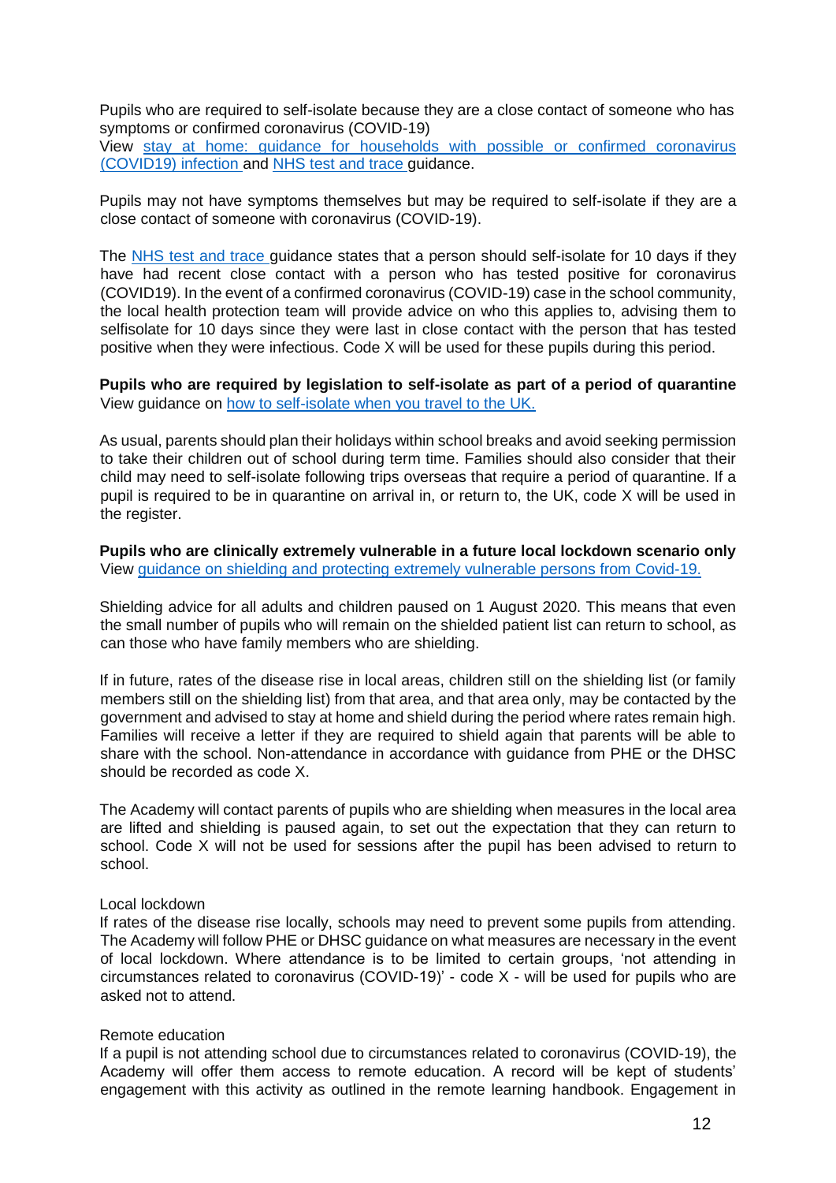Pupils who are required to self-isolate because they are a close contact of someone who has symptoms or confirmed coronavirus (COVID-19)
View stay at home: guidance for households with possible or confirmed coronavirus (COVID19) infection and NHS test and trace guidance.

Pupils may not have symptoms themselves but may be required to self-isolate if they are a close contact of someone with coronavirus (COVID-19).

The NHS test and trace guidance states that a person should self-isolate for 10 days if they have had recent close contact with a person who has tested positive for coronavirus (COVID19). In the event of a confirmed coronavirus (COVID-19) case in the school community, the local health protection team will provide advice on who this applies to, advising them to selfisolate for 10 days since they were last in close contact with the person that has tested positive when they were infectious. Code X will be used for these pupils during this period.

**Pupils who are required by legislation to self-isolate as part of a period of quarantine**
View guidance on how to self-isolate when you travel to the UK.

As usual, parents should plan their holidays within school breaks and avoid seeking permission to take their children out of school during term time. Families should also consider that their child may need to self-isolate following trips overseas that require a period of quarantine. If a pupil is required to be in quarantine on arrival in, or return to, the UK, code X will be used in the register.

**Pupils who are clinically extremely vulnerable in a future local lockdown scenario only**
View guidance on shielding and protecting extremely vulnerable persons from Covid-19.

Shielding advice for all adults and children paused on 1 August 2020. This means that even the small number of pupils who will remain on the shielded patient list can return to school, as can those who have family members who are shielding.

If in future, rates of the disease rise in local areas, children still on the shielding list (or family members still on the shielding list) from that area, and that area only, may be contacted by the government and advised to stay at home and shield during the period where rates remain high. Families will receive a letter if they are required to shield again that parents will be able to share with the school. Non-attendance in accordance with guidance from PHE or the DHSC should be recorded as code X.

The Academy will contact parents of pupils who are shielding when measures in the local area are lifted and shielding is paused again, to set out the expectation that they can return to school. Code X will not be used for sessions after the pupil has been advised to return to school.

Local lockdown
If rates of the disease rise locally, schools may need to prevent some pupils from attending. The Academy will follow PHE or DHSC guidance on what measures are necessary in the event of local lockdown. Where attendance is to be limited to certain groups, 'not attending in circumstances related to coronavirus (COVID-19)' - code X - will be used for pupils who are asked not to attend.

Remote education
If a pupil is not attending school due to circumstances related to coronavirus (COVID-19), the Academy will offer them access to remote education. A record will be kept of students' engagement with this activity as outlined in the remote learning handbook. Engagement in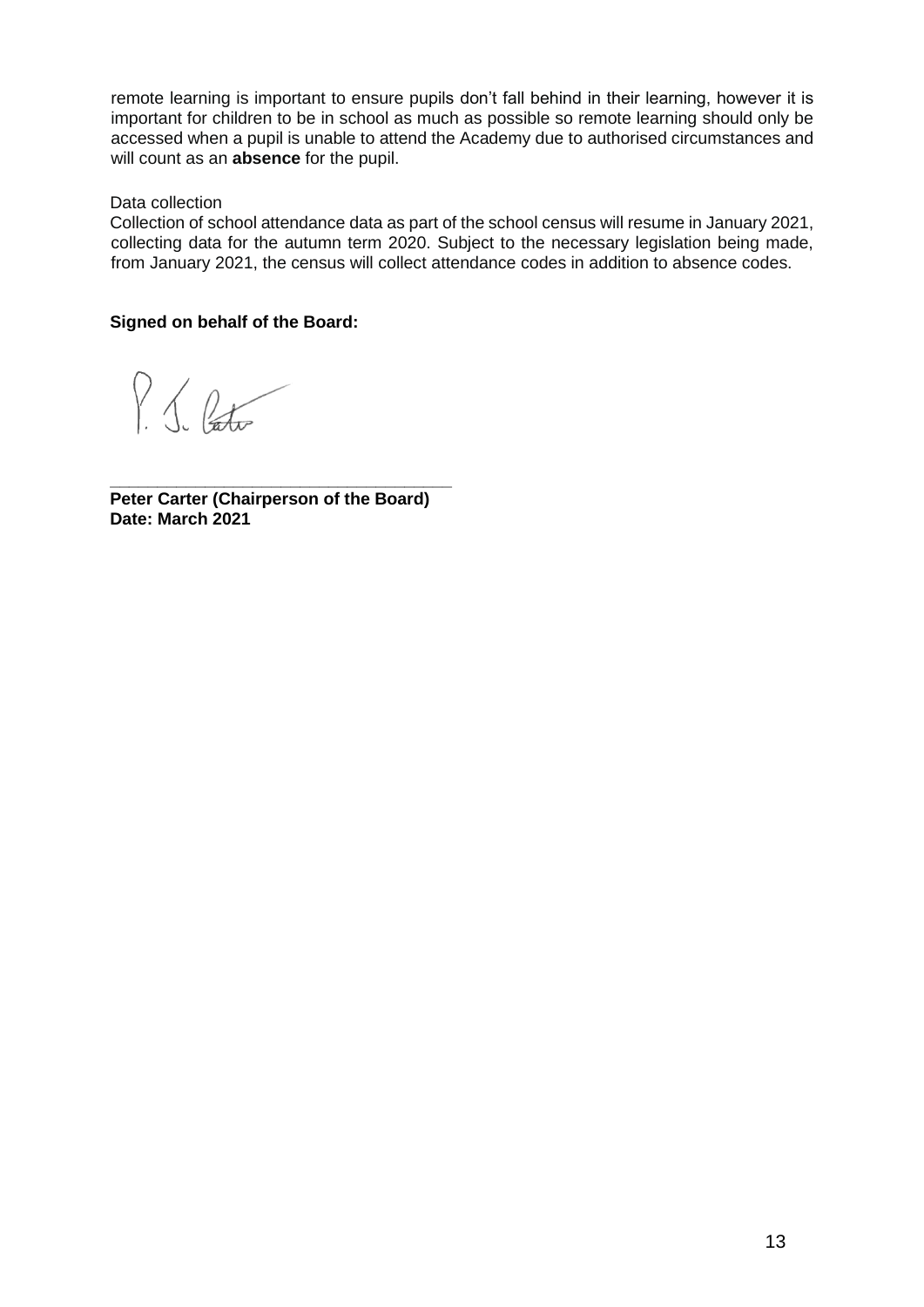remote learning is important to ensure pupils don't fall behind in their learning, however it is important for children to be in school as much as possible so remote learning should only be accessed when a pupil is unable to attend the Academy due to authorised circumstances and will count as an **absence** for the pupil.

Data collection

Collection of school attendance data as part of the school census will resume in January 2021, collecting data for the autumn term 2020. Subject to the necessary legislation being made, from January 2021, the census will collect attendance codes in addition to absence codes.

**Signed on behalf of the Board:**

\_\_\_\_\_\_\_\_\_\_\_\_\_\_\_\_\_\_\_\_\_\_\_\_\_\_\_\_\_\_\_\_\_\_\_\_

**Peter Carter (Chairperson of the Board)**
**Date: March 2021**